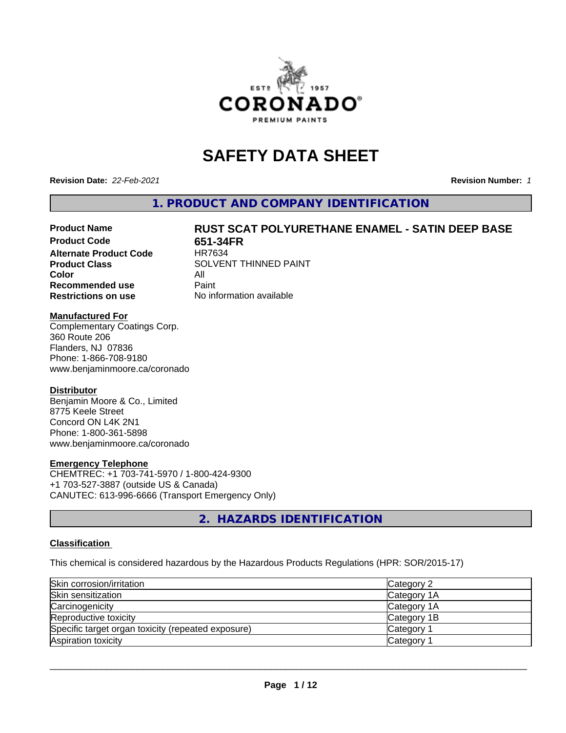# SAFETY DATA SHEET

**Revision Date:** *22-Feb-2021* **Revision Number:** *1*

## 1. PRODUCT AND COMPANY IDENTIFICATION

| | |
|---|---|
| **Product Name** | **RUST SCAT POLYURETHANE ENAMEL - SATIN DEEP BASE** |
| **Product Code** | **651-34FR** |
| **Alternate Product Code** | HR7634 |
| **Product Class** | SOLVENT THINNED PAINT |
| **Color** | All |
| **Recommended use** | Paint |
| **Restrictions on use** | No information available |

**Manufactured For**
Complementary Coatings Corp.
360 Route 206
Flanders, NJ 07836
Phone: 1-866-708-9180
www.benjaminmoore.ca/coronado

**Distributor**
Benjamin Moore & Co., Limited
8775 Keele Street
Concord ON L4K 2N1
Phone: 1-800-361-5898
www.benjaminmoore.ca/coronado

**Emergency Telephone**
CHEMTREC: +1 703-741-5970 / 1-800-424-9300
+1 703-527-3887 (outside US & Canada)
CANUTEC: 613-996-6666 (Transport Emergency Only)

## 2. HAZARDS IDENTIFICATION

**Classification**

This chemical is considered hazardous by the Hazardous Products Regulations (HPR: SOR/2015-17)

| | |
|---|---|
| Skin corrosion/irritation | Category 2 |
| Skin sensitization | Category 1A |
| Carcinogenicity | Category 1A |
| Reproductive toxicity | Category 1B |
| Specific target organ toxicity (repeated exposure) | Category 1 |
| Aspiration toxicity | Category 1 |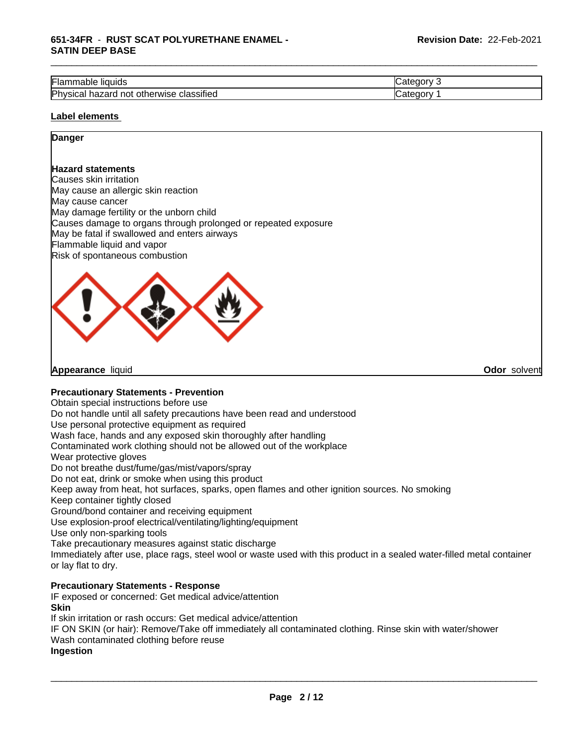| Flammable liquids | Category 3 |
|---|---|
| Physical hazard not otherwise classified | Category 1 |

**Label elements**

**Danger**

**Hazard statements**

Causes skin irritation
May cause an allergic skin reaction
May cause cancer
May damage fertility or the unborn child
Causes damage to organs through prolonged or repeated exposure
May be fatal if swallowed and enters airways
Flammable liquid and vapor
Risk of spontaneous combustion

**Appearance** liquid **Odor** solvent

**Precautionary Statements - Prevention**

Obtain special instructions before use
Do not handle until all safety precautions have been read and understood
Use personal protective equipment as required
Wash face, hands and any exposed skin thoroughly after handling
Contaminated work clothing should not be allowed out of the workplace
Wear protective gloves
Do not breathe dust/fume/gas/mist/vapors/spray
Do not eat, drink or smoke when using this product
Keep away from heat, hot surfaces, sparks, open flames and other ignition sources. No smoking
Keep container tightly closed
Ground/bond container and receiving equipment
Use explosion-proof electrical/ventilating/lighting/equipment
Use only non-sparking tools
Take precautionary measures against static discharge
Immediately after use, place rags, steel wool or waste used with this product in a sealed water-filled metal container or lay flat to dry.

**Precautionary Statements - Response**

IF exposed or concerned: Get medical advice/attention

**Skin**

If skin irritation or rash occurs: Get medical advice/attention
IF ON SKIN (or hair): Remove/Take off immediately all contaminated clothing. Rinse skin with water/shower
Wash contaminated clothing before reuse

**Ingestion**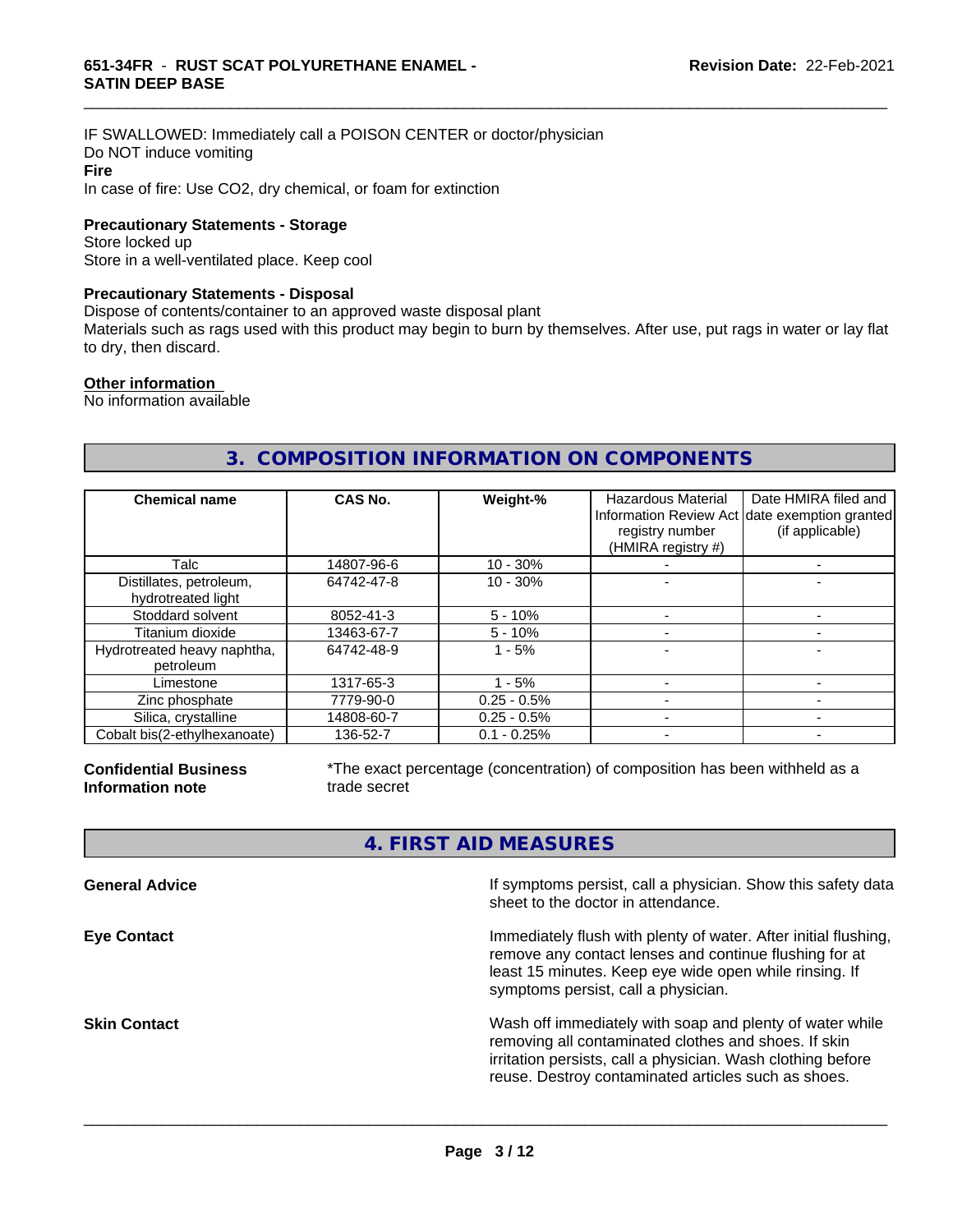IF SWALLOWED: Immediately call a POISON CENTER or doctor/physician
Do NOT induce vomiting

**Fire**

In case of fire: Use CO2, dry chemical, or foam for extinction

**Precautionary Statements - Storage**

Store locked up
Store in a well-ventilated place. Keep cool

**Precautionary Statements - Disposal**

Dispose of contents/container to an approved waste disposal plant
Materials such as rags used with this product may begin to burn by themselves. After use, put rags in water or lay flat to dry, then discard.

**Other information**

No information available

## 3. COMPOSITION INFORMATION ON COMPONENTS

| Chemical name | CAS No. | Weight-% | Hazardous Material Information Review Act registry number (HMIRA registry #) | Date HMIRA filed and date exemption granted (if applicable) |
|---|---|---|---|---|
| Talc | 14807-96-6 | 10 - 30% | - | - |
| Distillates, petroleum, hydrotreated light | 64742-47-8 | 10 - 30% | - | - |
| Stoddard solvent | 8052-41-3 | 5 - 10% | - | - |
| Titanium dioxide | 13463-67-7 | 5 - 10% | - | - |
| Hydrotreated heavy naphtha, petroleum | 64742-48-9 | 1 - 5% | - | - |
| Limestone | 1317-65-3 | 1 - 5% | - | - |
| Zinc phosphate | 7779-90-0 | 0.25 - 0.5% | - | - |
| Silica, crystalline | 14808-60-7 | 0.25 - 0.5% | - | - |
| Cobalt bis(2-ethylhexanoate) | 136-52-7 | 0.1 - 0.25% | - | - |

**Confidential Business Information note**

*The exact percentage (concentration) of composition has been withheld as a trade secret

## 4. FIRST AID MEASURES

**General Advice**

If symptoms persist, call a physician. Show this safety data sheet to the doctor in attendance.

**Eye Contact**

Immediately flush with plenty of water. After initial flushing, remove any contact lenses and continue flushing for at least 15 minutes. Keep eye wide open while rinsing. If symptoms persist, call a physician.

**Skin Contact**

Wash off immediately with soap and plenty of water while removing all contaminated clothes and shoes. If skin irritation persists, call a physician. Wash clothing before reuse. Destroy contaminated articles such as shoes.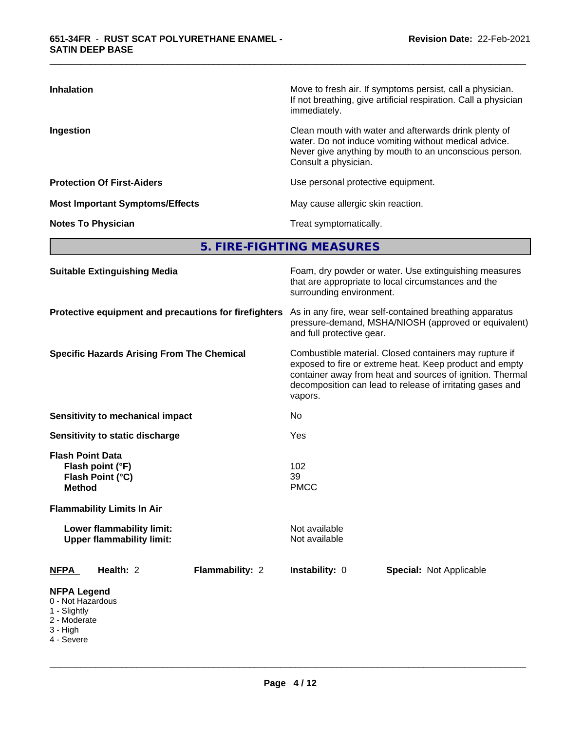| | |
|---|---|
| **Inhalation** | Move to fresh air. If symptoms persist, call a physician. If not breathing, give artificial respiration. Call a physician immediately. |
| **Ingestion** | Clean mouth with water and afterwards drink plenty of water. Do not induce vomiting without medical advice. Never give anything by mouth to an unconscious person. Consult a physician. |
| **Protection Of First-Aiders** | Use personal protective equipment. |
| **Most Important Symptoms/Effects** | May cause allergic skin reaction. |
| **Notes To Physician** | Treat symptomatically. |

## 5. FIRE-FIGHTING MEASURES

| | |
|---|---|
| **Suitable Extinguishing Media** | Foam, dry powder or water. Use extinguishing measures that are appropriate to local circumstances and the surrounding environment. |
| **Protective equipment and precautions for firefighters** | As in any fire, wear self-contained breathing apparatus pressure-demand, MSHA/NIOSH (approved or equivalent) and full protective gear. |
| **Specific Hazards Arising From The Chemical** | Combustible material. Closed containers may rupture if exposed to fire or extreme heat. Keep product and empty container away from heat and sources of ignition. Thermal decomposition can lead to release of irritating gases and vapors. |
| **Sensitivity to mechanical impact** | No |
| **Sensitivity to static discharge** | Yes |

**Flash Point Data**

| | |
|---|---|
| **Flash point (°F)** | 102 |
| **Flash Point (°C)** | 39 |
| **Method** | PMCC |

**Flammability Limits In Air**

| | |
|---|---|
| **Lower flammability limit:** | Not available |
| **Upper flammability limit:** | Not available |

| **NFPA** | **Health:** 2 | **Flammability:** 2 | **Instability:** 0 | **Special:** Not Applicable |
|---|---|---|---|---|

**NFPA Legend**
0 - Not Hazardous
1 - Slightly
2 - Moderate
3 - High
4 - Severe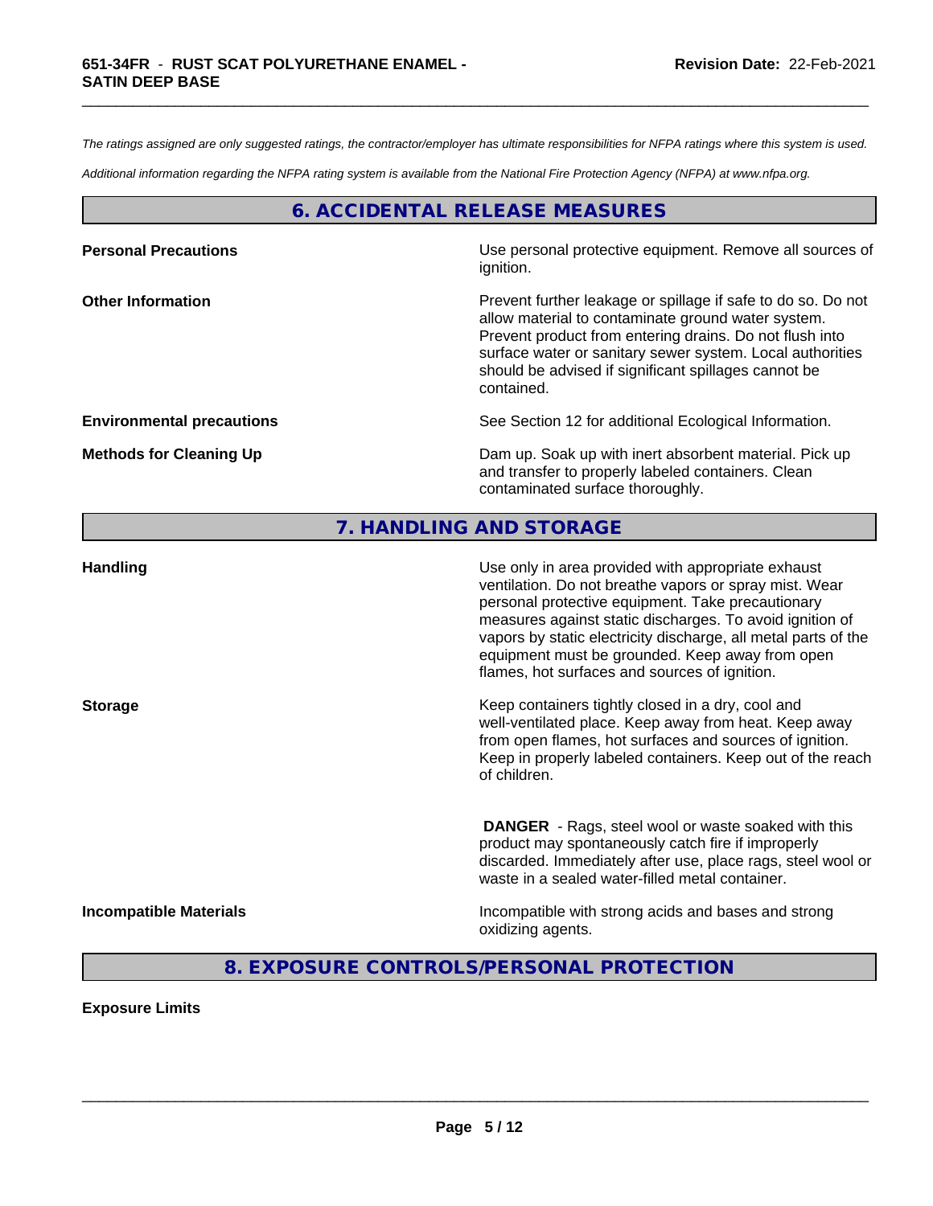*The ratings assigned are only suggested ratings, the contractor/employer has ultimate responsibilities for NFPA ratings where this system is used.*

*Additional information regarding the NFPA rating system is available from the National Fire Protection Agency (NFPA) at www.nfpa.org.*

## 6. ACCIDENTAL RELEASE MEASURES

**Personal Precautions**

Use personal protective equipment. Remove all sources of ignition.

**Other Information**

Prevent further leakage or spillage if safe to do so. Do not allow material to contaminate ground water system. Prevent product from entering drains. Do not flush into surface water or sanitary sewer system. Local authorities should be advised if significant spillages cannot be contained.

**Environmental precautions**

See Section 12 for additional Ecological Information.

**Methods for Cleaning Up**

Dam up. Soak up with inert absorbent material. Pick up and transfer to properly labeled containers. Clean contaminated surface thoroughly.

## 7. HANDLING AND STORAGE

**Handling**

Use only in area provided with appropriate exhaust ventilation. Do not breathe vapors or spray mist. Wear personal protective equipment. Take precautionary measures against static discharges. To avoid ignition of vapors by static electricity discharge, all metal parts of the equipment must be grounded. Keep away from open flames, hot surfaces and sources of ignition.

**Storage**

Keep containers tightly closed in a dry, cool and well-ventilated place. Keep away from heat. Keep away from open flames, hot surfaces and sources of ignition. Keep in properly labeled containers. Keep out of the reach of children.

**DANGER** - Rags, steel wool or waste soaked with this product may spontaneously catch fire if improperly discarded. Immediately after use, place rags, steel wool or waste in a sealed water-filled metal container.

**Incompatible Materials**

Incompatible with strong acids and bases and strong oxidizing agents.

## 8. EXPOSURE CONTROLS/PERSONAL PROTECTION

**Exposure Limits**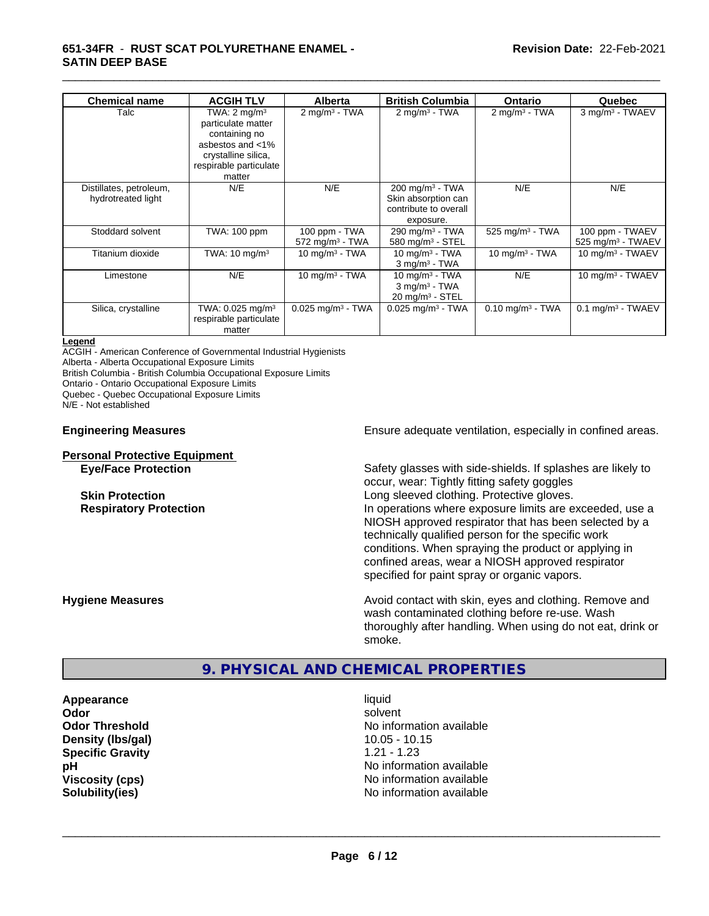| Chemical name | ACGIH TLV | Alberta | British Columbia | Ontario | Quebec |
|---|---|---|---|---|---|
| Talc | TWA: 2 mg/m$^3$ particulate matter containing no asbestos and <1% crystalline silica, respirable particulate matter | 2 mg/m$^3$ - TWA | 2 mg/m$^3$ - TWA | 2 mg/m$^3$ - TWA | 3 mg/m$^3$ - TWAEV |
| Distillates, petroleum, hydrotreated light | N/E | N/E | 200 mg/m$^3$ - TWA Skin absorption can contribute to overall exposure. | N/E | N/E |
| Stoddard solvent | TWA: 100 ppm | 100 ppm - TWA 572 mg/m$^3$ - TWA | 290 mg/m$^3$ - TWA 580 mg/m$^3$ - STEL | 525 mg/m$^3$ - TWA | 100 ppm - TWAEV 525 mg/m$^3$ - TWAEV |
| Titanium dioxide | TWA: 10 mg/m$^3$ | 10 mg/m$^3$ - TWA | 10 mg/m$^3$ - TWA 3 mg/m$^3$ - TWA | 10 mg/m$^3$ - TWA | 10 mg/m$^3$ - TWAEV |
| Limestone | N/E | 10 mg/m$^3$ - TWA | 10 mg/m$^3$ - TWA 3 mg/m$^3$ - TWA 20 mg/m$^3$ - STEL | N/E | 10 mg/m$^3$ - TWAEV |
| Silica, crystalline | TWA: 0.025 mg/m$^3$ respirable particulate matter | 0.025 mg/m$^3$ - TWA | 0.025 mg/m$^3$ - TWA | 0.10 mg/m$^3$ - TWA | 0.1 mg/m$^3$ - TWAEV |

**Legend**

ACGIH - American Conference of Governmental Industrial Hygienists
Alberta - Alberta Occupational Exposure Limits
British Columbia - British Columbia Occupational Exposure Limits
Ontario - Ontario Occupational Exposure Limits
Quebec - Quebec Occupational Exposure Limits
N/E - Not established

**Engineering Measures** Ensure adequate ventilation, especially in confined areas.

**Personal Protective Equipment**

**Eye/Face Protection** Safety glasses with side-shields. If splashes are likely to occur, wear: Tightly fitting safety goggles

**Skin Protection** Long sleeved clothing. Protective gloves.

**Respiratory Protection** In operations where exposure limits are exceeded, use a NIOSH approved respirator that has been selected by a technically qualified person for the specific work conditions. When spraying the product or applying in confined areas, wear a NIOSH approved respirator specified for paint spray or organic vapors.

**Hygiene Measures** Avoid contact with skin, eyes and clothing. Remove and wash contaminated clothing before re-use. Wash thoroughly after handling. When using do not eat, drink or smoke.

## 9. PHYSICAL AND CHEMICAL PROPERTIES

| | |
|---|---|
| **Appearance** | liquid |
| **Odor** | solvent |
| **Odor Threshold** | No information available |
| **Density (lbs/gal)** | 10.05 - 10.15 |
| **Specific Gravity** | 1.21 - 1.23 |
| **pH** | No information available |
| **Viscosity (cps)** | No information available |
| **Solubility(ies)** | No information available |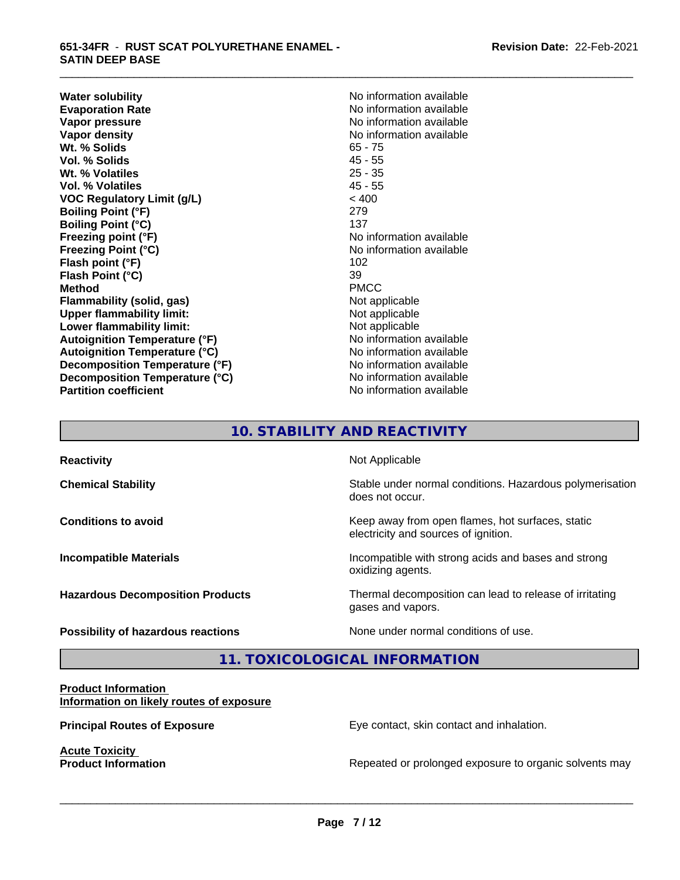| Property | Value |
|---|---|
| **Water solubility** | No information available |
| **Evaporation Rate** | No information available |
| **Vapor pressure** | No information available |
| **Vapor density** | No information available |
| **Wt. % Solids** | 65 - 75 |
| **Vol. % Solids** | 45 - 55 |
| **Wt. % Volatiles** | 25 - 35 |
| **Vol. % Volatiles** | 45 - 55 |
| **VOC Regulatory Limit (g/L)** | < 400 |
| **Boiling Point (°F)** | 279 |
| **Boiling Point (°C)** | 137 |
| **Freezing point (°F)** | No information available |
| **Freezing Point (°C)** | No information available |
| **Flash point (°F)** | 102 |
| **Flash Point (°C)** | 39 |
| **Method** | PMCC |
| **Flammability (solid, gas)** | Not applicable |
| **Upper flammability limit:** | Not applicable |
| **Lower flammability limit:** | Not applicable |
| **Autoignition Temperature (°F)** | No information available |
| **Autoignition Temperature (°C)** | No information available |
| **Decomposition Temperature (°F)** | No information available |
| **Decomposition Temperature (°C)** | No information available |
| **Partition coefficient** | No information available |

## 10. STABILITY AND REACTIVITY

| | |
|---|---|
| **Reactivity** | Not Applicable |
| **Chemical Stability** | Stable under normal conditions. Hazardous polymerisation does not occur. |
| **Conditions to avoid** | Keep away from open flames, hot surfaces, static electricity and sources of ignition. |
| **Incompatible Materials** | Incompatible with strong acids and bases and strong oxidizing agents. |
| **Hazardous Decomposition Products** | Thermal decomposition can lead to release of irritating gases and vapors. |
| **Possibility of hazardous reactions** | None under normal conditions of use. |

## 11. TOXICOLOGICAL INFORMATION

**Product Information**
**Information on likely routes of exposure**

**Principal Routes of Exposure** Eye contact, skin contact and inhalation.

**Acute Toxicity**
**Product Information** Repeated or prolonged exposure to organic solvents may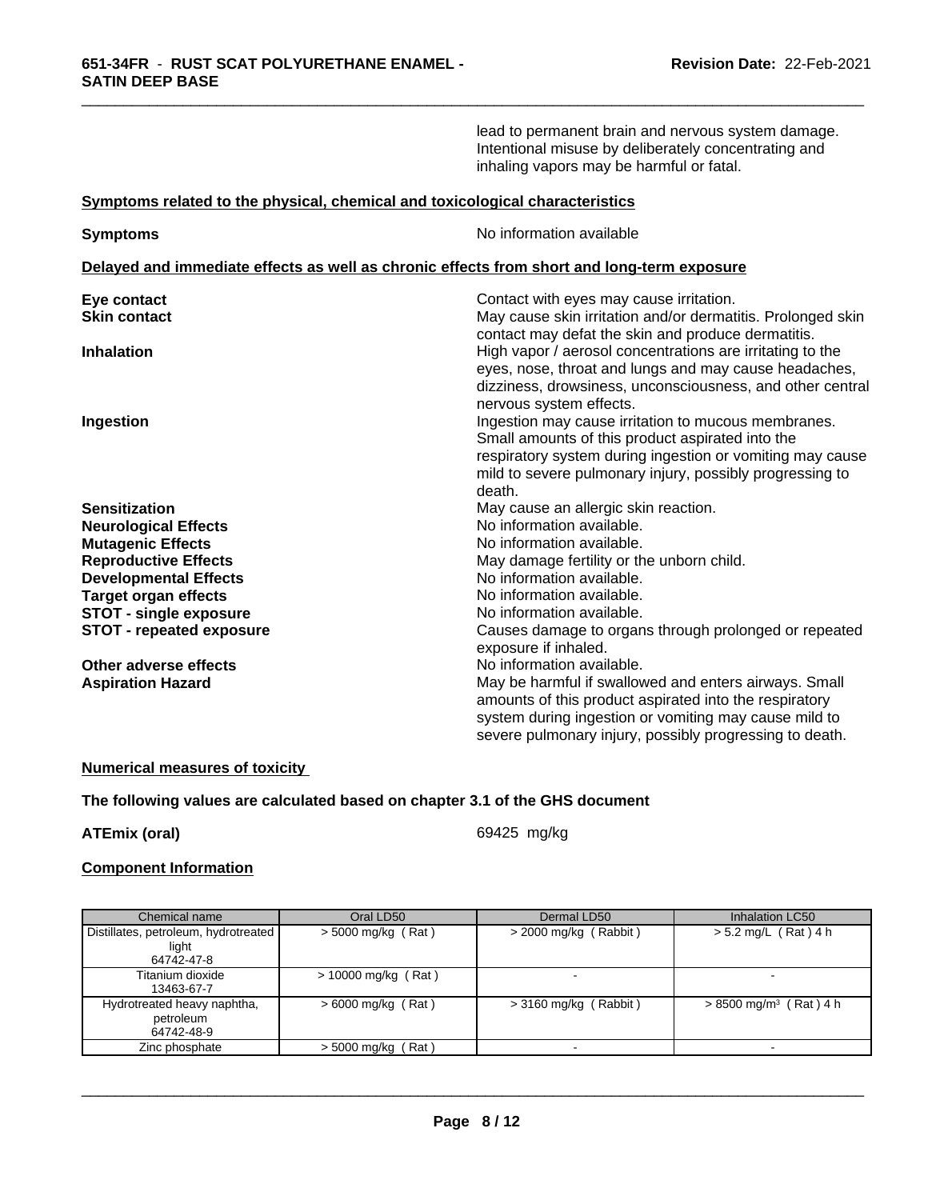lead to permanent brain and nervous system damage. Intentional misuse by deliberately concentrating and inhaling vapors may be harmful or fatal.

**Symptoms related to the physical, chemical and toxicological characteristics**

**Symptoms** No information available

**Delayed and immediate effects as well as chronic effects from short and long-term exposure**

**Eye contact** Contact with eyes may cause irritation.

**Skin contact** May cause skin irritation and/or dermatitis. Prolonged skin contact may defat the skin and produce dermatitis.

**Inhalation** High vapor / aerosol concentrations are irritating to the eyes, nose, throat and lungs and may cause headaches, dizziness, drowsiness, unconsciousness, and other central nervous system effects.

**Ingestion** Ingestion may cause irritation to mucous membranes. Small amounts of this product aspirated into the respiratory system during ingestion or vomiting may cause mild to severe pulmonary injury, possibly progressing to death.

**Sensitization** May cause an allergic skin reaction.

**Neurological Effects** No information available.

**Mutagenic Effects** No information available.

**Reproductive Effects** May damage fertility or the unborn child.

**Developmental Effects** No information available.

**Target organ effects** No information available.

**STOT - single exposure** No information available.

**STOT - repeated exposure** Causes damage to organs through prolonged or repeated exposure if inhaled.

**Other adverse effects** No information available.

**Aspiration Hazard** May be harmful if swallowed and enters airways. Small amounts of this product aspirated into the respiratory system during ingestion or vomiting may cause mild to severe pulmonary injury, possibly progressing to death.

**Numerical measures of toxicity**

**The following values are calculated based on chapter 3.1 of the GHS document**

**ATEmix (oral)** 69425 mg/kg

**Component Information**

| Chemical name | Oral LD50 | Dermal LD50 | Inhalation LC50 |
|---|---|---|---|
| Distillates, petroleum, hydrotreated light<br>64742-47-8 | > 5000 mg/kg ( Rat ) | > 2000 mg/kg ( Rabbit ) | > 5.2 mg/L ( Rat ) 4 h |
| Titanium dioxide<br>13463-67-7 | > 10000 mg/kg ( Rat ) | - | - |
| Hydrotreated heavy naphtha, petroleum<br>64742-48-9 | > 6000 mg/kg ( Rat ) | > 3160 mg/kg ( Rabbit ) | > 8500 mg/m$^3$ ( Rat ) 4 h |
| Zinc phosphate | > 5000 mg/kg ( Rat ) | - | - |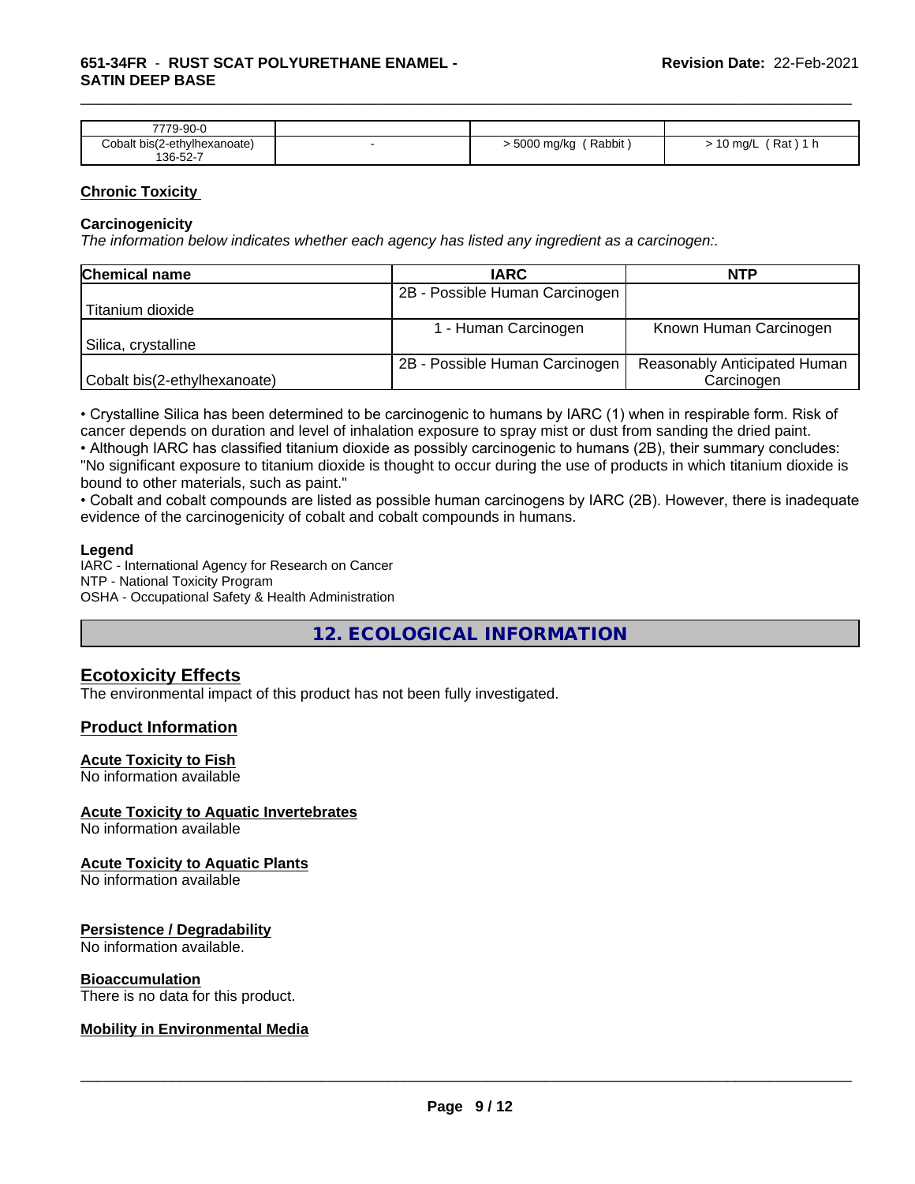| | | | |
|---|---|---|---|
| 7779-90-0 | | | |
| Cobalt bis(2-ethylhexanoate) 136-52-7 | - | > 5000 mg/kg ( Rabbit ) | > 10 mg/L ( Rat ) 1 h |

## Chronic Toxicity

### Carcinogenicity

*The information below indicates whether each agency has listed any ingredient as a carcinogen:.*

| Chemical name | IARC | NTP |
|---|---|---|
| Titanium dioxide | 2B - Possible Human Carcinogen | |
| Silica, crystalline | 1 - Human Carcinogen | Known Human Carcinogen |
| Cobalt bis(2-ethylhexanoate) | 2B - Possible Human Carcinogen | Reasonably Anticipated Human Carcinogen |

• Crystalline Silica has been determined to be carcinogenic to humans by IARC (1) when in respirable form. Risk of cancer depends on duration and level of inhalation exposure to spray mist or dust from sanding the dried paint.
• Although IARC has classified titanium dioxide as possibly carcinogenic to humans (2B), their summary concludes: "No significant exposure to titanium dioxide is thought to occur during the use of products in which titanium dioxide is bound to other materials, such as paint."
• Cobalt and cobalt compounds are listed as possible human carcinogens by IARC (2B). However, there is inadequate evidence of the carcinogenicity of cobalt and cobalt compounds in humans.

### Legend

IARC - International Agency for Research on Cancer
NTP - National Toxicity Program
OSHA - Occupational Safety & Health Administration

# 12. ECOLOGICAL INFORMATION

## Ecotoxicity Effects

The environmental impact of this product has not been fully investigated.

## Product Information

### Acute Toxicity to Fish

No information available

### Acute Toxicity to Aquatic Invertebrates

No information available

### Acute Toxicity to Aquatic Plants

No information available

### Persistence / Degradability

No information available.

### Bioaccumulation

There is no data for this product.

### Mobility in Environmental Media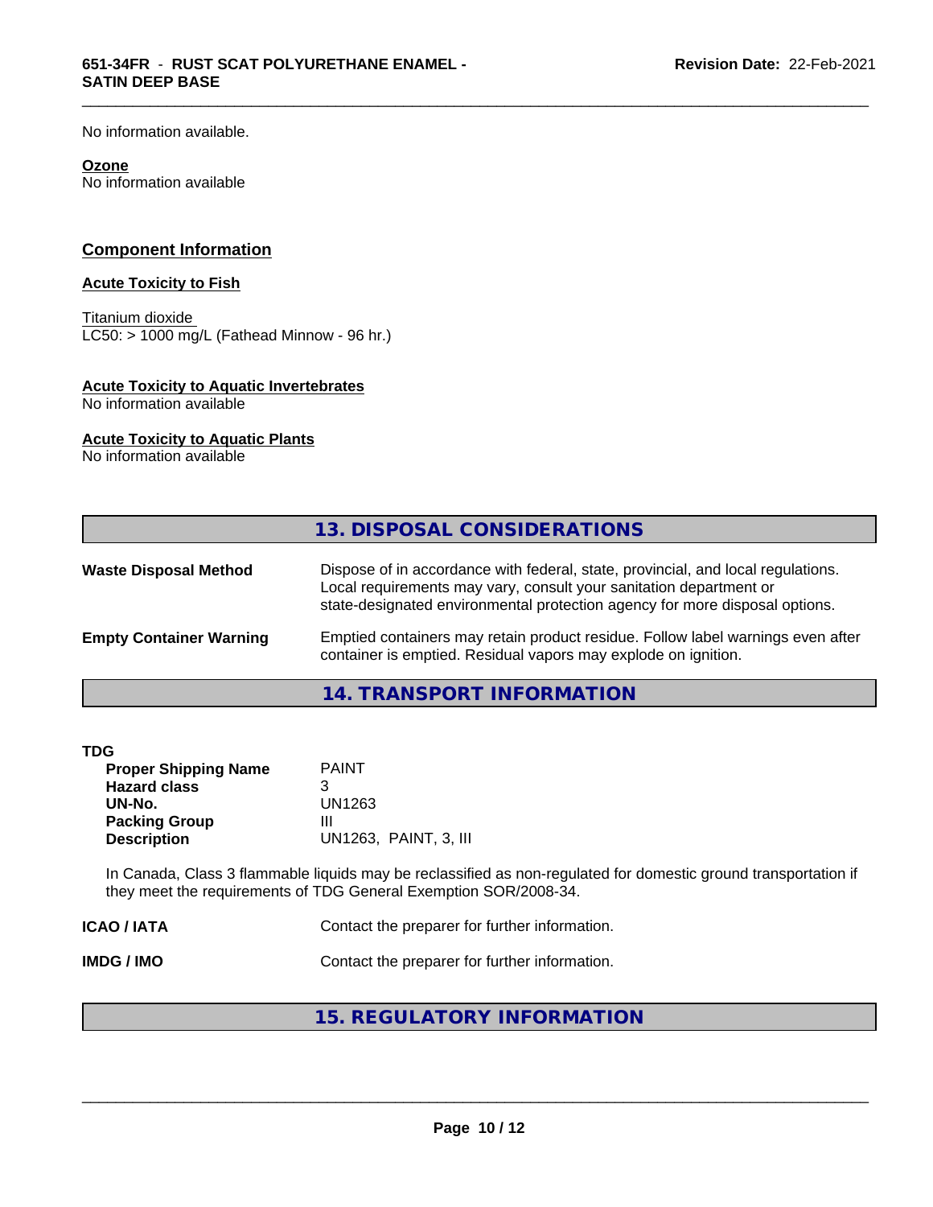No information available.

**Ozone**
No information available

## Component Information

**Acute Toxicity to Fish**

Titanium dioxide
LC50: > 1000 mg/L (Fathead Minnow - 96 hr.)

**Acute Toxicity to Aquatic Invertebrates**
No information available

**Acute Toxicity to Aquatic Plants**
No information available

## 13. DISPOSAL CONSIDERATIONS

| | |
|---|---|
| **Waste Disposal Method** | Dispose of in accordance with federal, state, provincial, and local regulations. Local requirements may vary, consult your sanitation department or state-designated environmental protection agency for more disposal options. |
| **Empty Container Warning** | Emptied containers may retain product residue. Follow label warnings even after container is emptied. Residual vapors may explode on ignition. |

## 14. TRANSPORT INFORMATION

**TDG**

| | |
|---|---|
| **Proper Shipping Name** | PAINT |
| **Hazard class** | 3 |
| **UN-No.** | UN1263 |
| **Packing Group** | III |
| **Description** | UN1263, PAINT, 3, III |

In Canada, Class 3 flammable liquids may be reclassified as non-regulated for domestic ground transportation if they meet the requirements of TDG General Exemption SOR/2008-34.

| | |
|---|---|
| **ICAO / IATA** | Contact the preparer for further information. |
| **IMDG / IMO** | Contact the preparer for further information. |

## 15. REGULATORY INFORMATION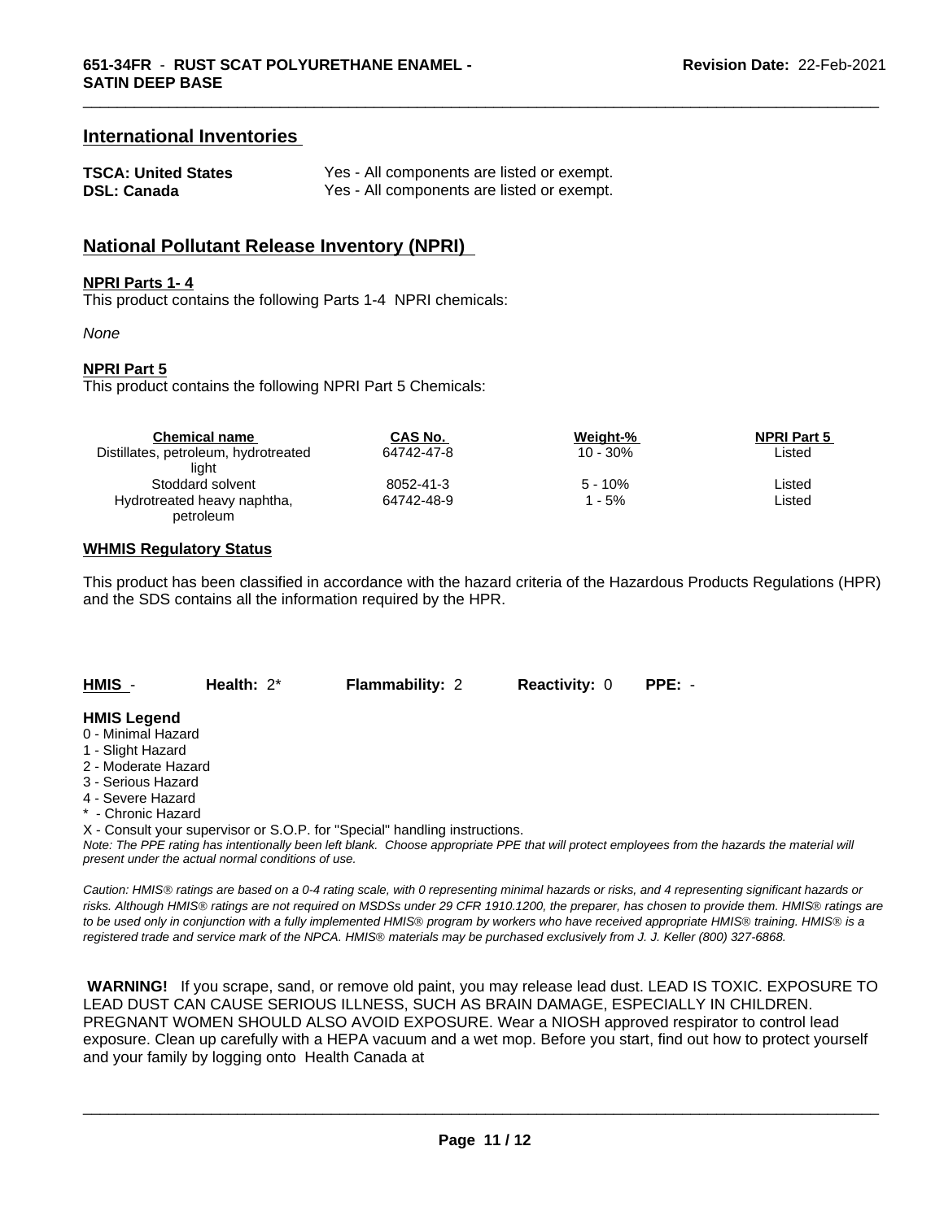## International Inventories

| | |
|---|---|
| **TSCA: United States** | Yes - All components are listed or exempt. |
| **DSL: Canada** | Yes - All components are listed or exempt. |

## National Pollutant Release Inventory (NPRI)

**NPRI Parts 1- 4**

This product contains the following Parts 1-4 NPRI chemicals:

*None*

**NPRI Part 5**

This product contains the following NPRI Part 5 Chemicals:

| Chemical name | CAS No. | Weight-% | NPRI Part 5 |
|---|---|---|---|
| Distillates, petroleum, hydrotreated light | 64742-47-8 | 10 - 30% | Listed |
| Stoddard solvent | 8052-41-3 | 5 - 10% | Listed |
| Hydrotreated heavy naphtha, petroleum | 64742-48-9 | 1 - 5% | Listed |

**WHMIS Regulatory Status**

This product has been classified in accordance with the hazard criteria of the Hazardous Products Regulations (HPR) and the SDS contains all the information required by the HPR.

**HMIS** - **Health:** 2* **Flammability:** 2 **Reactivity:** 0 **PPE:** -

**HMIS Legend**

0 - Minimal Hazard
1 - Slight Hazard
2 - Moderate Hazard
3 - Serious Hazard
4 - Severe Hazard
* - Chronic Hazard
X - Consult your supervisor or S.O.P. for "Special" handling instructions.

*Note: The PPE rating has intentionally been left blank. Choose appropriate PPE that will protect employees from the hazards the material will present under the actual normal conditions of use.*

*Caution: HMIS® ratings are based on a 0-4 rating scale, with 0 representing minimal hazards or risks, and 4 representing significant hazards or risks. Although HMIS® ratings are not required on MSDSs under 29 CFR 1910.1200, the preparer, has chosen to provide them. HMIS® ratings are to be used only in conjunction with a fully implemented HMIS® program by workers who have received appropriate HMIS® training. HMIS® is a registered trade and service mark of the NPCA. HMIS® materials may be purchased exclusively from J. J. Keller (800) 327-6868.*

**WARNING!** If you scrape, sand, or remove old paint, you may release lead dust. LEAD IS TOXIC. EXPOSURE TO LEAD DUST CAN CAUSE SERIOUS ILLNESS, SUCH AS BRAIN DAMAGE, ESPECIALLY IN CHILDREN. PREGNANT WOMEN SHOULD ALSO AVOID EXPOSURE. Wear a NIOSH approved respirator to control lead exposure. Clean up carefully with a HEPA vacuum and a wet mop. Before you start, find out how to protect yourself and your family by logging onto Health Canada at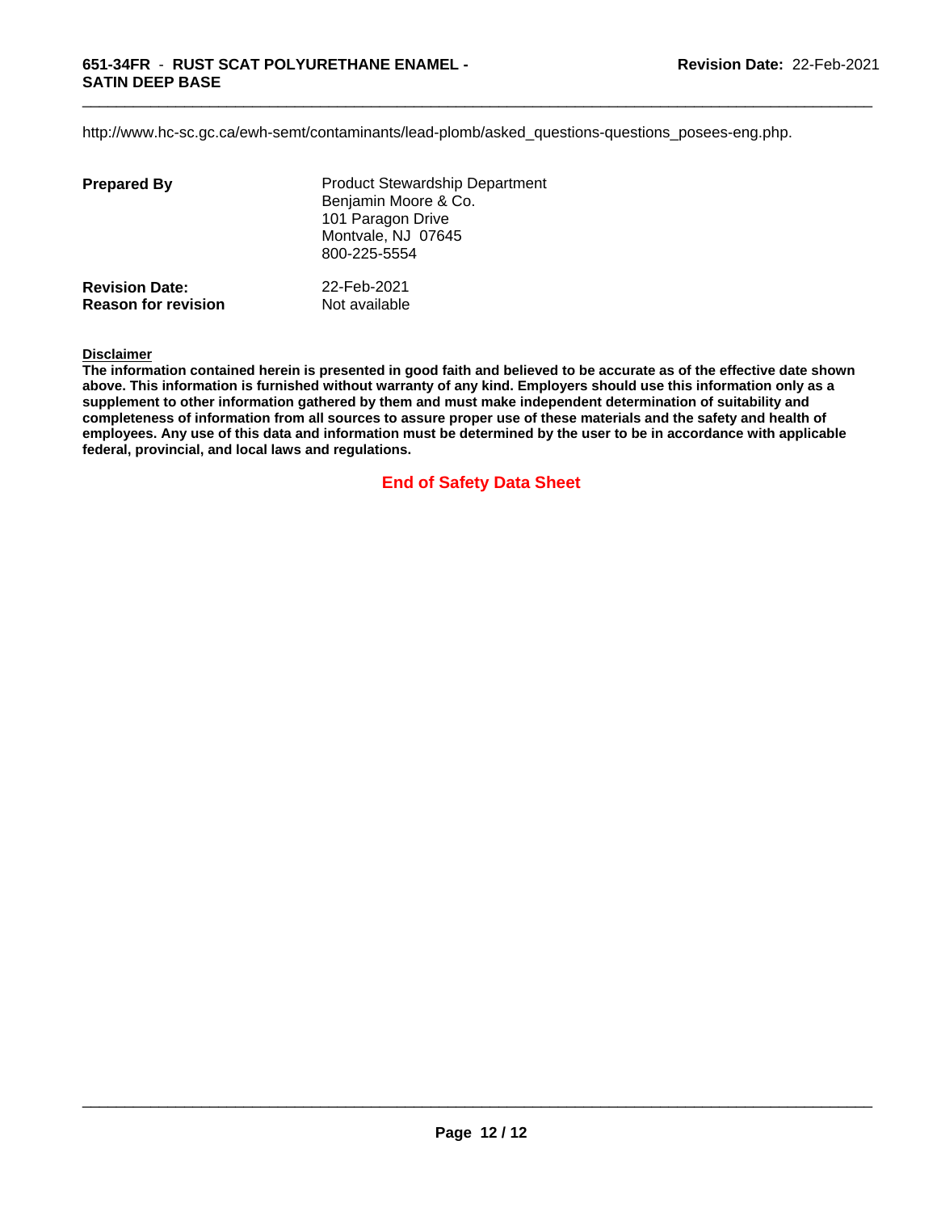http://www.hc-sc.gc.ca/ewh-semt/contaminants/lead-plomb/asked_questions-questions_posees-eng.php.

| | |
|---|---|
| **Prepared By** | Product Stewardship Department<br>Benjamin Moore & Co.<br>101 Paragon Drive<br>Montvale, NJ 07645<br>800-225-5554 |
| **Revision Date:** | 22-Feb-2021 |
| **Reason for revision** | Not available |

**Disclaimer**

**The information contained herein is presented in good faith and believed to be accurate as of the effective date shown above. This information is furnished without warranty of any kind. Employers should use this information only as a supplement to other information gathered by them and must make independent determination of suitability and completeness of information from all sources to assure proper use of these materials and the safety and health of employees. Any use of this data and information must be determined by the user to be in accordance with applicable federal, provincial, and local laws and regulations.**

**End of Safety Data Sheet**